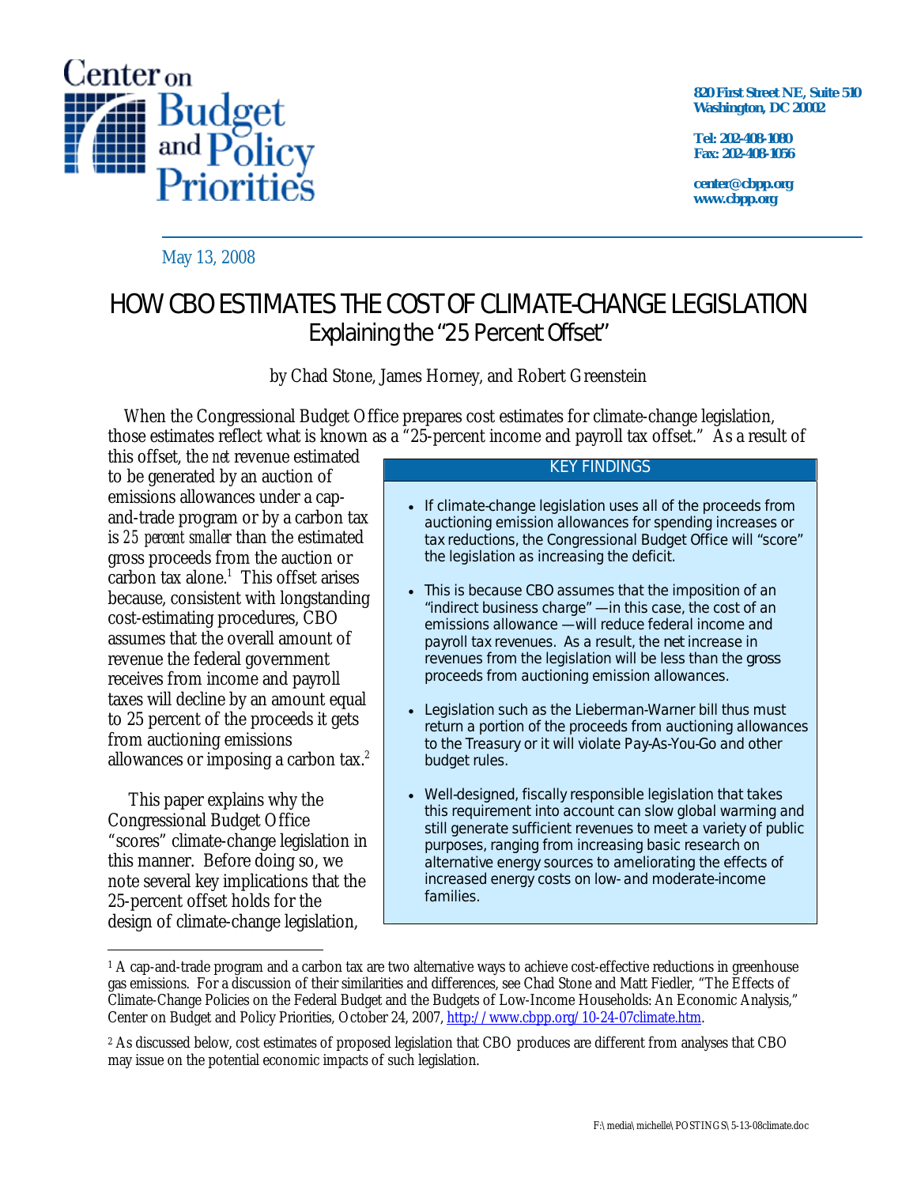Center on Budget and Policy Priorities

820 First Street NE, Suite 510
Washington, DC 20002

Tel: 202-408-1080
Fax: 202-408-1056

center@cbpp.org
www.cbpp.org

May 13, 2008

# HOW CBO ESTIMATES THE COST OF CLIMATE-CHANGE LEGISLATION
## Explaining the "25 Percent Offset"

by Chad Stone, James Horney, and Robert Greenstein

When the Congressional Budget Office prepares cost estimates for climate-change legislation, those estimates reflect what is known as a "25-percent income and payroll tax offset." As a result of this offset, the *net* revenue estimated to be generated by an auction of emissions allowances under a cap-and-trade program or by a carbon tax is *25 percent smaller* than the estimated gross proceeds from the auction or carbon tax alone.[1] This offset arises because, consistent with longstanding cost-estimating procedures, CBO assumes that the overall amount of revenue the federal government receives from income and payroll taxes will decline by an amount equal to 25 percent of the proceeds it gets from auctioning emissions allowances or imposing a carbon tax.[2]

This paper explains why the Congressional Budget Office "scores" climate-change legislation in this manner. Before doing so, we note several key implications that the 25-percent offset holds for the design of climate-change legislation,

> **KEY FINDINGS**
>
> - If climate-change legislation uses all of the proceeds from auctioning emission allowances for spending increases or tax reductions, the Congressional Budget Office will "score" the legislation as increasing the deficit.
> - This is because CBO assumes that the imposition of an "indirect business charge" — in this case, the cost of an emissions allowance — will reduce federal income and payroll tax revenues. As a result, the net increase in revenues from the legislation will be less than the gross proceeds from auctioning emission allowances.
> - Legislation such as the Lieberman-Warner bill thus must return a portion of the proceeds from auctioning allowances to the Treasury or it will violate Pay-As-You-Go and other budget rules.
> - Well-designed, fiscally responsible legislation that takes this requirement into account can slow global warming and still generate sufficient revenues to meet a variety of public purposes, ranging from increasing basic research on alternative energy sources to ameliorating the effects of increased energy costs on low- and moderate-income families.

---

[1] A cap-and-trade program and a carbon tax are two alternative ways to achieve cost-effective reductions in greenhouse gas emissions. For a discussion of their similarities and differences, see Chad Stone and Matt Fiedler, "The Effects of Climate-Change Policies on the Federal Budget and the Budgets of Low-Income Households: An Economic Analysis," Center on Budget and Policy Priorities, October 24, 2007, http://www.cbpp.org/10-24-07climate.htm.

[2] As discussed below, cost estimates of proposed legislation that CBO produces are different from analyses that CBO may issue on the potential economic impacts of such legislation.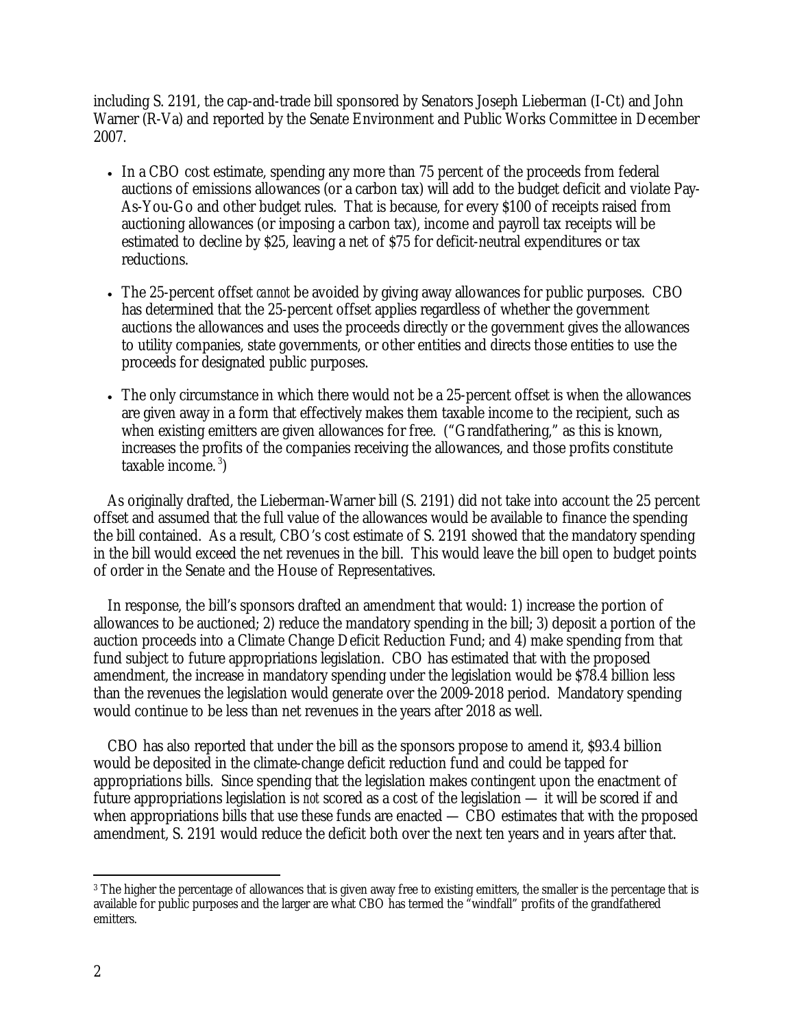including S. 2191, the cap-and-trade bill sponsored by Senators Joseph Lieberman (I-Ct) and John Warner (R-Va) and reported by the Senate Environment and Public Works Committee in December 2007.

- In a CBO cost estimate, spending any more than 75 percent of the proceeds from federal auctions of emissions allowances (or a carbon tax) will add to the budget deficit and violate Pay-As-You-Go and other budget rules. That is because, for every $100 of receipts raised from auctioning allowances (or imposing a carbon tax), income and payroll tax receipts will be estimated to decline by $25, leaving a net of $75 for deficit-neutral expenditures or tax reductions.

- The 25-percent offset *cannot* be avoided by giving away allowances for public purposes. CBO has determined that the 25-percent offset applies regardless of whether the government auctions the allowances and uses the proceeds directly or the government gives the allowances to utility companies, state governments, or other entities and directs those entities to use the proceeds for designated public purposes.

- The only circumstance in which there would not be a 25-percent offset is when the allowances are given away in a form that effectively makes them taxable income to the recipient, such as when existing emitters are given allowances for free. ("Grandfathering," as this is known, increases the profits of the companies receiving the allowances, and those profits constitute taxable income.[3])

As originally drafted, the Lieberman-Warner bill (S. 2191) did not take into account the 25 percent offset and assumed that the full value of the allowances would be available to finance the spending the bill contained. As a result, CBO's cost estimate of S. 2191 showed that the mandatory spending in the bill would exceed the net revenues in the bill. This would leave the bill open to budget points of order in the Senate and the House of Representatives.

In response, the bill's sponsors drafted an amendment that would: 1) increase the portion of allowances to be auctioned; 2) reduce the mandatory spending in the bill; 3) deposit a portion of the auction proceeds into a Climate Change Deficit Reduction Fund; and 4) make spending from that fund subject to future appropriations legislation. CBO has estimated that with the proposed amendment, the increase in mandatory spending under the legislation would be $78.4 billion less than the revenues the legislation would generate over the 2009-2018 period. Mandatory spending would continue to be less than net revenues in the years after 2018 as well.

CBO has also reported that under the bill as the sponsors propose to amend it, $93.4 billion would be deposited in the climate-change deficit reduction fund and could be tapped for appropriations bills. Since spending that the legislation makes contingent upon the enactment of future appropriations legislation is *not* scored as a cost of the legislation — it will be scored if and when appropriations bills that use these funds are enacted — CBO estimates that with the proposed amendment, S. 2191 would reduce the deficit both over the next ten years and in years after that.

---

[3] The higher the percentage of allowances that is given away free to existing emitters, the smaller is the percentage that is available for public purposes and the larger are what CBO has termed the "windfall" profits of the grandfathered emitters.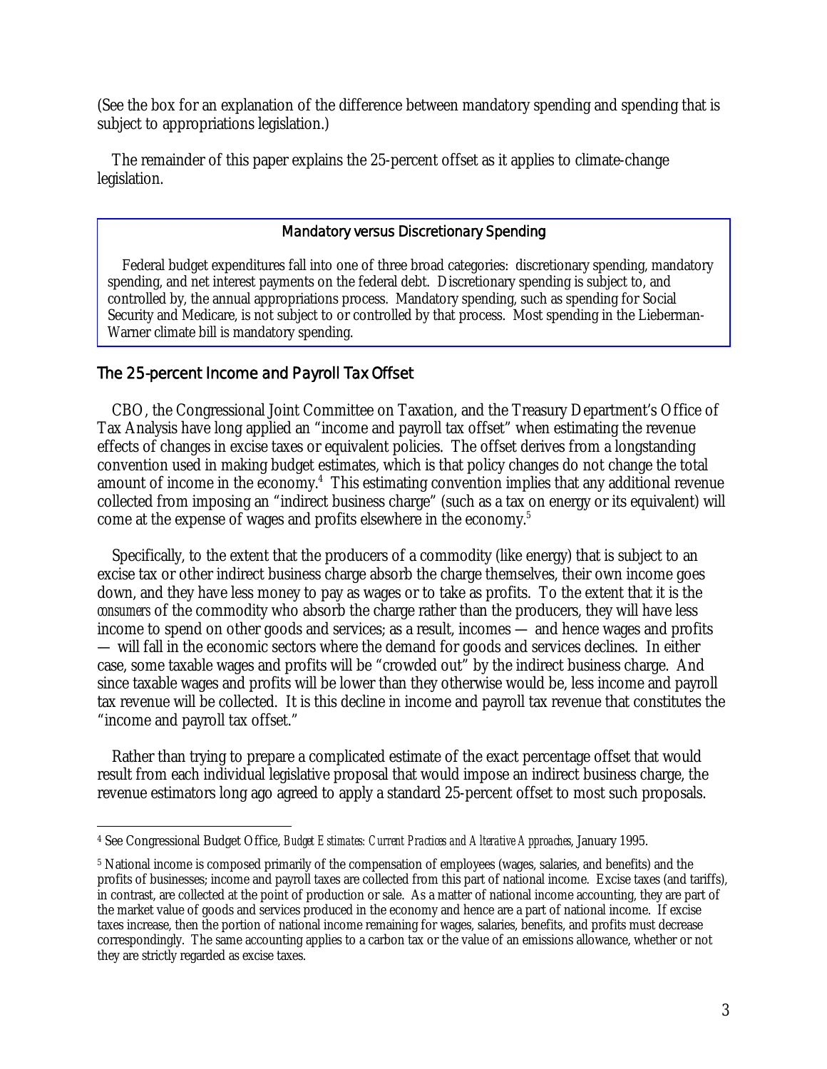(See the box for an explanation of the difference between mandatory spending and spending that is subject to appropriations legislation.)

The remainder of this paper explains the 25-percent offset as it applies to climate-change legislation.

> **Mandatory versus Discretionary Spending**
>
> Federal budget expenditures fall into one of three broad categories: discretionary spending, mandatory spending, and net interest payments on the federal debt. Discretionary spending is subject to, and controlled by, the annual appropriations process. Mandatory spending, such as spending for Social Security and Medicare, is not subject to or controlled by that process. Most spending in the Lieberman-Warner climate bill is mandatory spending.

## The 25-percent Income and Payroll Tax Offset

CBO, the Congressional Joint Committee on Taxation, and the Treasury Department's Office of Tax Analysis have long applied an "income and payroll tax offset" when estimating the revenue effects of changes in excise taxes or equivalent policies. The offset derives from a longstanding convention used in making budget estimates, which is that policy changes do not change the total amount of income in the economy.[4] This estimating convention implies that any additional revenue collected from imposing an "indirect business charge" (such as a tax on energy or its equivalent) will come at the expense of wages and profits elsewhere in the economy.[5]

Specifically, to the extent that the producers of a commodity (like energy) that is subject to an excise tax or other indirect business charge absorb the charge themselves, their own income goes down, and they have less money to pay as wages or to take as profits. To the extent that it is the *consumers* of the commodity who absorb the charge rather than the producers, they will have less income to spend on other goods and services; as a result, incomes — and hence wages and profits — will fall in the economic sectors where the demand for goods and services declines. In either case, some taxable wages and profits will be "crowded out" by the indirect business charge. And since taxable wages and profits will be lower than they otherwise would be, less income and payroll tax revenue will be collected. It is this decline in income and payroll tax revenue that constitutes the "income and payroll tax offset."

Rather than trying to prepare a complicated estimate of the exact percentage offset that would result from each individual legislative proposal that would impose an indirect business charge, the revenue estimators long ago agreed to apply a standard 25-percent offset to most such proposals.

---

[4] See Congressional Budget Office, *Budget Estimates: Current Practices and Alterative Approaches*, January 1995.

[5] National income is composed primarily of the compensation of employees (wages, salaries, and benefits) and the profits of businesses; income and payroll taxes are collected from this part of national income. Excise taxes (and tariffs), in contrast, are collected at the point of production or sale. As a matter of national income accounting, they are part of the market value of goods and services produced in the economy and hence are a part of national income. If excise taxes increase, then the portion of national income remaining for wages, salaries, benefits, and profits must decrease correspondingly. The same accounting applies to a carbon tax or the value of an emissions allowance, whether or not they are strictly regarded as excise taxes.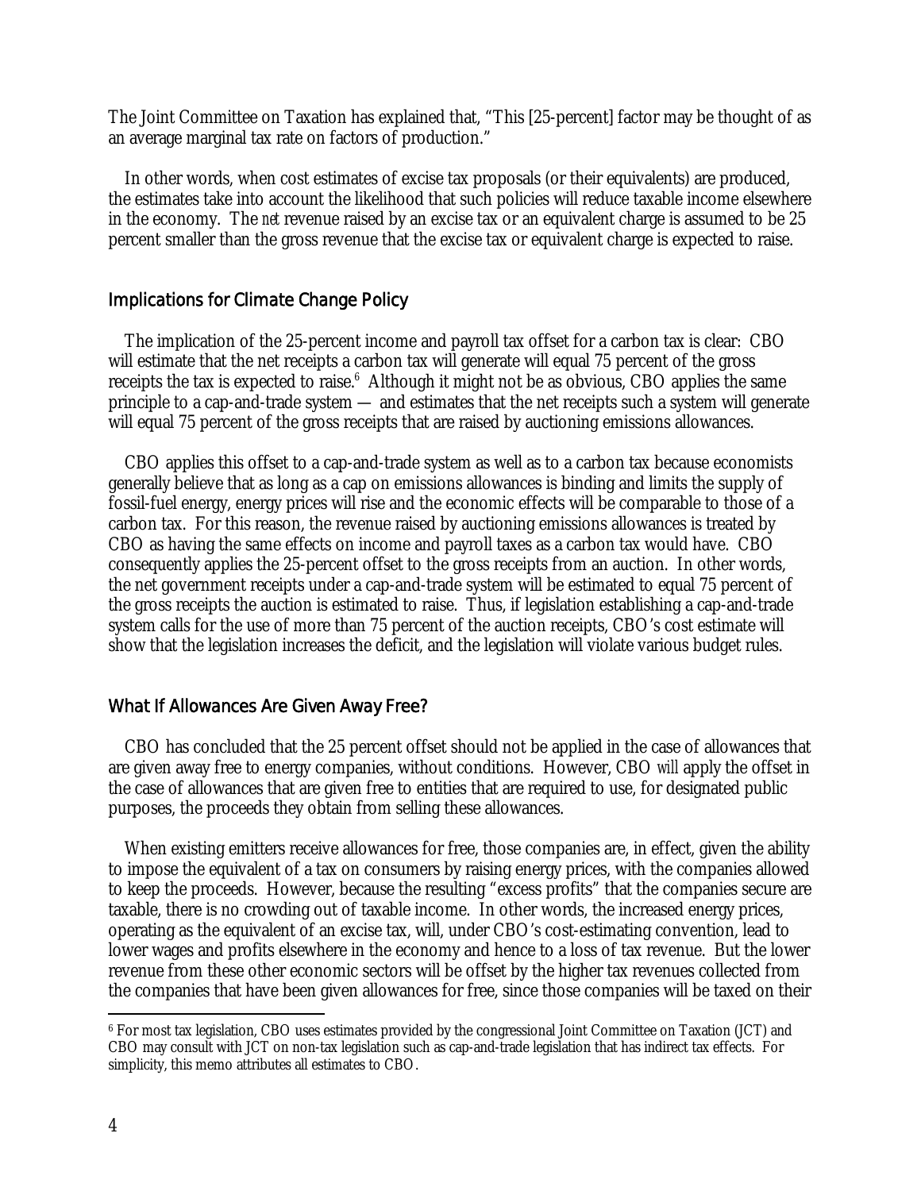The Joint Committee on Taxation has explained that, "This [25-percent] factor may be thought of as an average marginal tax rate on factors of production."

In other words, when cost estimates of excise tax proposals (or their equivalents) are produced, the estimates take into account the likelihood that such policies will reduce taxable income elsewhere in the economy. The *net* revenue raised by an excise tax or an equivalent charge is assumed to be 25 percent smaller than the gross revenue that the excise tax or equivalent charge is expected to raise.

## Implications for Climate Change Policy

The implication of the 25-percent income and payroll tax offset for a carbon tax is clear: CBO will estimate that the net receipts a carbon tax will generate will equal 75 percent of the gross receipts the tax is expected to raise.[6] Although it might not be as obvious, CBO applies the same principle to a cap-and-trade system — and estimates that the net receipts such a system will generate will equal 75 percent of the gross receipts that are raised by auctioning emissions allowances.

CBO applies this offset to a cap-and-trade system as well as to a carbon tax because economists generally believe that as long as a cap on emissions allowances is binding and limits the supply of fossil-fuel energy, energy prices will rise and the economic effects will be comparable to those of a carbon tax. For this reason, the revenue raised by auctioning emissions allowances is treated by CBO as having the same effects on income and payroll taxes as a carbon tax would have. CBO consequently applies the 25-percent offset to the gross receipts from an auction. In other words, the net government receipts under a cap-and-trade system will be estimated to equal 75 percent of the gross receipts the auction is estimated to raise. Thus, if legislation establishing a cap-and-trade system calls for the use of more than 75 percent of the auction receipts, CBO's cost estimate will show that the legislation increases the deficit, and the legislation will violate various budget rules.

## What If Allowances Are Given Away Free?

CBO has concluded that the 25 percent offset should not be applied in the case of allowances that are given away free to energy companies, without conditions. However, CBO *will* apply the offset in the case of allowances that are given free to entities that are required to use, for designated public purposes, the proceeds they obtain from selling these allowances.

When existing emitters receive allowances for free, those companies are, in effect, given the ability to impose the equivalent of a tax on consumers by raising energy prices, with the companies allowed to keep the proceeds. However, because the resulting "excess profits" that the companies secure are taxable, there is no crowding out of taxable income. In other words, the increased energy prices, operating as the equivalent of an excise tax, will, under CBO's cost-estimating convention, lead to lower wages and profits elsewhere in the economy and hence to a loss of tax revenue. But the lower revenue from these other economic sectors will be offset by the higher tax revenues collected from the companies that have been given allowances for free, since those companies will be taxed on their

[6] For most tax legislation, CBO uses estimates provided by the congressional Joint Committee on Taxation (JCT) and CBO may consult with JCT on non-tax legislation such as cap-and-trade legislation that has indirect tax effects. For simplicity, this memo attributes all estimates to CBO.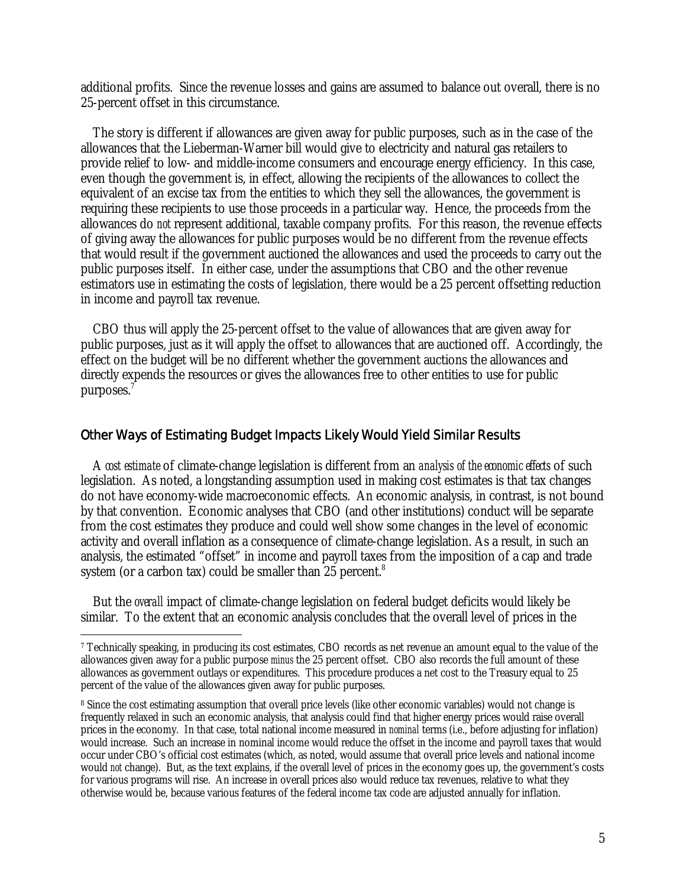additional profits. Since the revenue losses and gains are assumed to balance out overall, there is no 25-percent offset in this circumstance.

The story is different if allowances are given away for public purposes, such as in the case of the allowances that the Lieberman-Warner bill would give to electricity and natural gas retailers to provide relief to low- and middle-income consumers and encourage energy efficiency. In this case, even though the government is, in effect, allowing the recipients of the allowances to collect the equivalent of an excise tax from the entities to which they sell the allowances, the government is requiring these recipients to use those proceeds in a particular way. Hence, the proceeds from the allowances do *not* represent additional, taxable company profits. For this reason, the revenue effects of giving away the allowances for public purposes would be no different from the revenue effects that would result if the government auctioned the allowances and used the proceeds to carry out the public purposes itself. In either case, under the assumptions that CBO and the other revenue estimators use in estimating the costs of legislation, there would be a 25 percent offsetting reduction in income and payroll tax revenue.

CBO thus will apply the 25-percent offset to the value of allowances that are given away for public purposes, just as it will apply the offset to allowances that are auctioned off. Accordingly, the effect on the budget will be no different whether the government auctions the allowances and directly expends the resources or gives the allowances free to other entities to use for public purposes.[7]

## Other Ways of Estimating Budget Impacts Likely Would Yield Similar Results

A *cost estimate* of climate-change legislation is different from an *analysis of the economic effects* of such legislation. As noted, a longstanding assumption used in making cost estimates is that tax changes do not have economy-wide macroeconomic effects. An economic analysis, in contrast, is not bound by that convention. Economic analyses that CBO (and other institutions) conduct will be separate from the cost estimates they produce and could well show some changes in the level of economic activity and overall inflation as a consequence of climate-change legislation. As a result, in such an analysis, the estimated "offset" in income and payroll taxes from the imposition of a cap and trade system (or a carbon tax) could be smaller than 25 percent.[8]

But the *overall* impact of climate-change legislation on federal budget deficits would likely be similar. To the extent that an economic analysis concludes that the overall level of prices in the

---

[7] Technically speaking, in producing its cost estimates, CBO records as net revenue an amount equal to the value of the allowances given away for a public purpose *minus* the 25 percent offset. CBO also records the full amount of these allowances as government outlays or expenditures. This procedure produces a net cost to the Treasury equal to 25 percent of the value of the allowances given away for public purposes.

[8] Since the cost estimating assumption that overall price levels (like other economic variables) would not change is frequently relaxed in such an economic analysis, that analysis could find that higher energy prices would raise overall prices in the economy. In that case, total national income measured in *nominal* terms (i.e., before adjusting for inflation) would increase. Such an increase in nominal income would reduce the offset in the income and payroll taxes that would occur under CBO's official cost estimates (which, as noted, would assume that overall price levels and national income would *not* change). But, as the text explains, if the overall level of prices in the economy goes up, the government's costs for various programs will rise. An increase in overall prices also would reduce tax revenues, relative to what they otherwise would be, because various features of the federal income tax code are adjusted annually for inflation.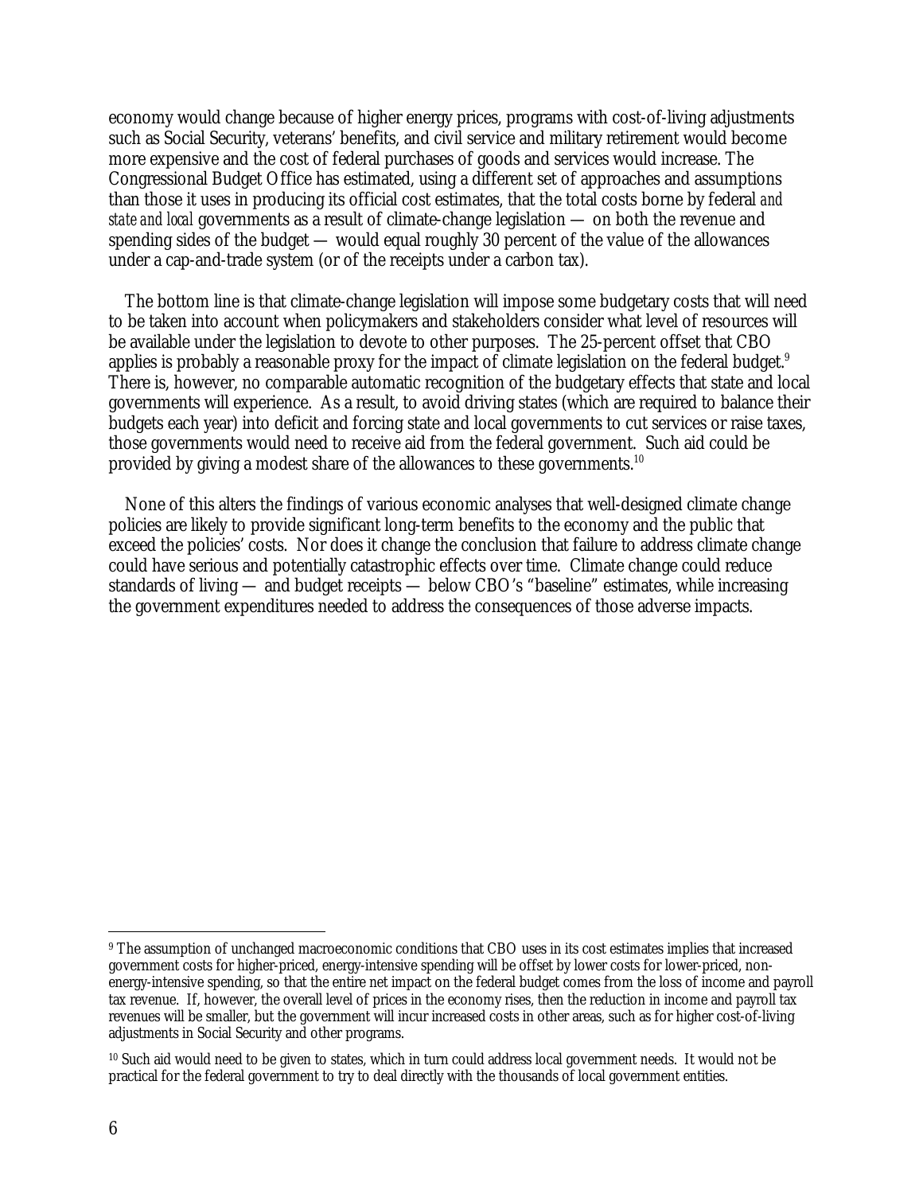economy would change because of higher energy prices, programs with cost-of-living adjustments such as Social Security, veterans' benefits, and civil service and military retirement would become more expensive and the cost of federal purchases of goods and services would increase. The Congressional Budget Office has estimated, using a different set of approaches and assumptions than those it uses in producing its official cost estimates, that the total costs borne by federal *and state and local* governments as a result of climate-change legislation — on both the revenue and spending sides of the budget — would equal roughly 30 percent of the value of the allowances under a cap-and-trade system (or of the receipts under a carbon tax).

The bottom line is that climate-change legislation will impose some budgetary costs that will need to be taken into account when policymakers and stakeholders consider what level of resources will be available under the legislation to devote to other purposes. The 25-percent offset that CBO applies is probably a reasonable proxy for the impact of climate legislation on the federal budget.[9] There is, however, no comparable automatic recognition of the budgetary effects that state and local governments will experience. As a result, to avoid driving states (which are required to balance their budgets each year) into deficit and forcing state and local governments to cut services or raise taxes, those governments would need to receive aid from the federal government. Such aid could be provided by giving a modest share of the allowances to these governments.[10]

None of this alters the findings of various economic analyses that well-designed climate change policies are likely to provide significant long-term benefits to the economy and the public that exceed the policies' costs. Nor does it change the conclusion that failure to address climate change could have serious and potentially catastrophic effects over time. Climate change could reduce standards of living — and budget receipts — below CBO's "baseline" estimates, while increasing the government expenditures needed to address the consequences of those adverse impacts.

---

[9] The assumption of unchanged macroeconomic conditions that CBO uses in its cost estimates implies that increased government costs for higher-priced, energy-intensive spending will be offset by lower costs for lower-priced, non-energy-intensive spending, so that the entire net impact on the federal budget comes from the loss of income and payroll tax revenue. If, however, the overall level of prices in the economy rises, then the reduction in income and payroll tax revenues will be smaller, but the government will incur increased costs in other areas, such as for higher cost-of-living adjustments in Social Security and other programs.

[10] Such aid would need to be given to states, which in turn could address local government needs. It would not be practical for the federal government to try to deal directly with the thousands of local government entities.